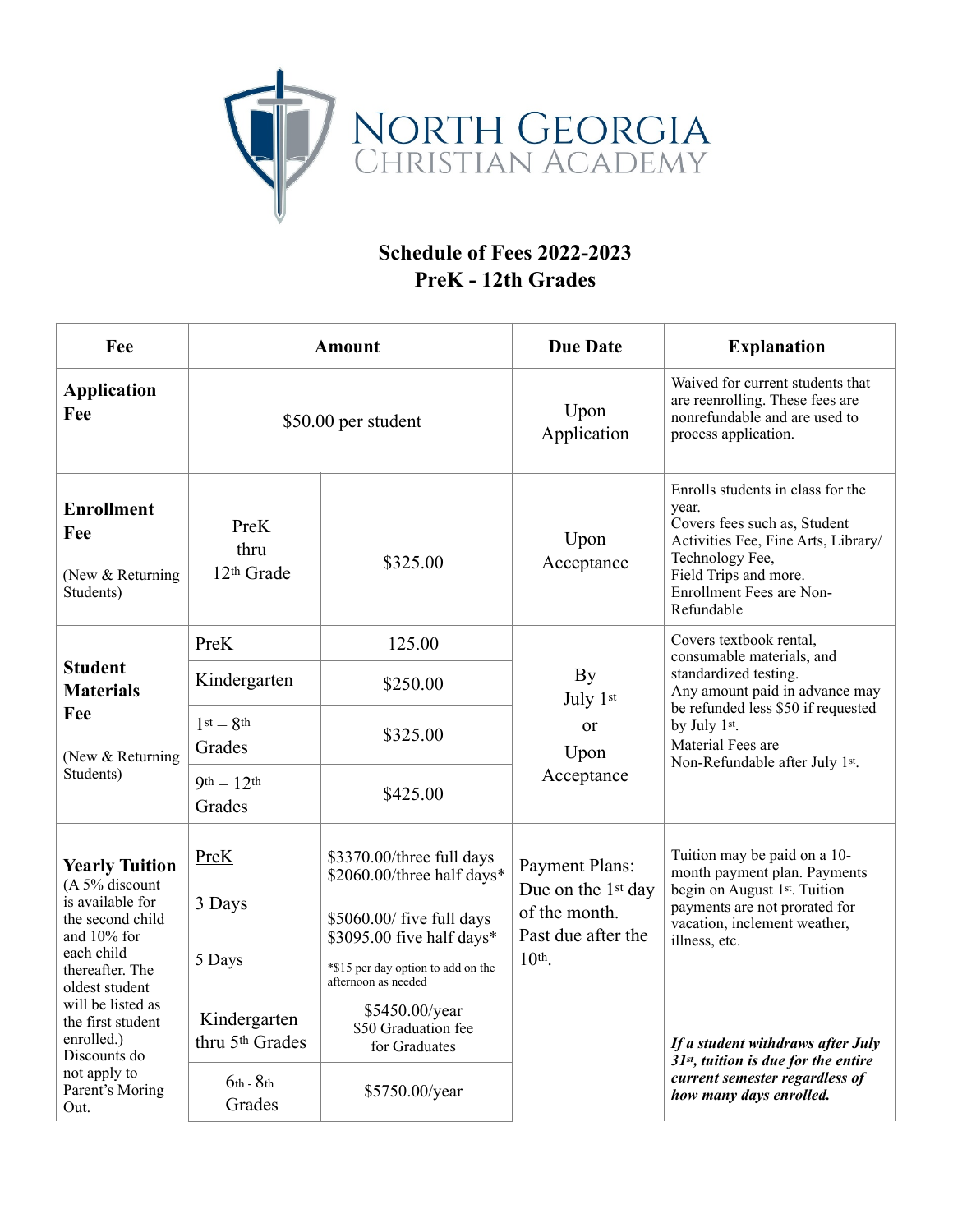# North Georgia Christian Academy

## Schedule of Fees 2022-2023
## PreK - 12th Grades

| Fee | Amount | | Due Date | Explanation |
|---|---|---|---|---|
| **Application Fee** | $50.00 per student | | Upon Application | Waived for current students that are reenrolling. These fees are nonrefundable and are used to process application. |
| **Enrollment Fee** (New & Returning Students) | PreK thru 12th Grade | $325.00 | Upon Acceptance | Enrolls students in class for the year. Covers fees such as, Student Activities Fee, Fine Arts, Library/ Technology Fee, Field Trips and more. Enrollment Fees are Non-Refundable |
| **Student Materials Fee** (New & Returning Students) | PreK | 125.00 | By July 1st or Upon Acceptance | Covers textbook rental, consumable materials, and standardized testing. Any amount paid in advance may be refunded less $50 if requested by July 1st. Material Fees are Non-Refundable after July 1st. |
| | Kindergarten | $250.00 | | |
| | 1st – 8th Grades | $325.00 | | |
| | 9th – 12th Grades | $425.00 | | |
| **Yearly Tuition** (A 5% discount is available for the second child and 10% for each child thereafter. The oldest student will be listed as the first student enrolled.) Discounts do not apply to Parent's Moring Out. | PreK<br>3 Days<br>5 Days | $3370.00/three full days<br>$2060.00/three half days*<br>$5060.00/ five full days<br>$3095.00 five half days*<br>*$15 per day option to add on the afternoon as needed | Payment Plans: Due on the 1st day of the month. Past due after the 10th. | Tuition may be paid on a 10-month payment plan. Payments begin on August 1st. Tuition payments are not prorated for vacation, inclement weather, illness, etc. |
| | Kindergarten thru 5th Grades | $5450.00/year<br>$50 Graduation fee for Graduates | | ***If a student withdraws after July 31st, tuition is due for the entire current semester regardless of how many days enrolled.*** |
| | 6th - 8th Grades | $5750.00/year | | |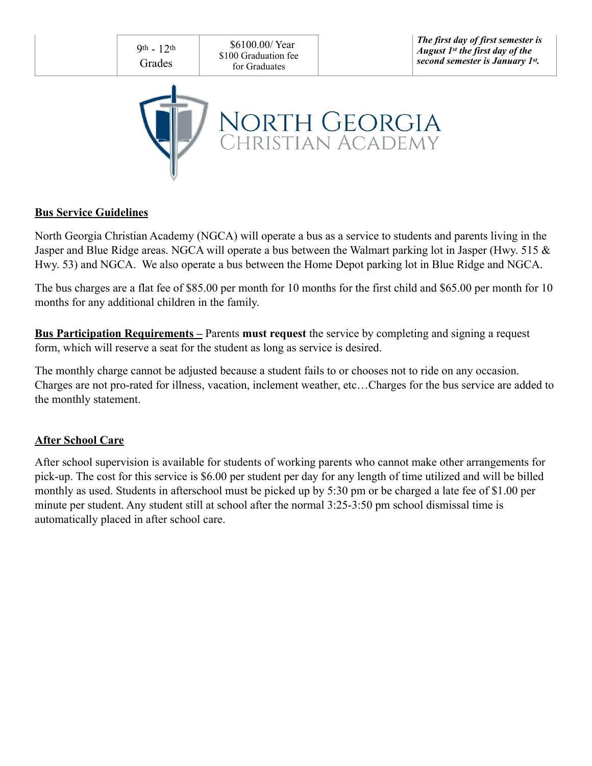| | | | | |
|---|---|---|---|---|
| | 9th - 12th Grades | \$6100.00/ Year<br>\$100 Graduation fee for Graduates | | ***The first day of first semester is August 1st the first day of the second semester is January 1st.*** |

NORTH GEORGIA
CHRISTIAN ACADEMY

**Bus Service Guidelines**

North Georgia Christian Academy (NGCA) will operate a bus as a service to students and parents living in the Jasper and Blue Ridge areas. NGCA will operate a bus between the Walmart parking lot in Jasper (Hwy. 515 & Hwy. 53) and NGCA. We also operate a bus between the Home Depot parking lot in Blue Ridge and NGCA.

The bus charges are a flat fee of \$85.00 per month for 10 months for the first child and \$65.00 per month for 10 months for any additional children in the family.

**Bus Participation Requirements –** Parents **must request** the service by completing and signing a request form, which will reserve a seat for the student as long as service is desired.

The monthly charge cannot be adjusted because a student fails to or chooses not to ride on any occasion. Charges are not pro-rated for illness, vacation, inclement weather, etc…Charges for the bus service are added to the monthly statement.

**After School Care**

After school supervision is available for students of working parents who cannot make other arrangements for pick-up. The cost for this service is \$6.00 per student per day for any length of time utilized and will be billed monthly as used. Students in afterschool must be picked up by 5:30 pm or be charged a late fee of \$1.00 per minute per student. Any student still at school after the normal 3:25-3:50 pm school dismissal time is automatically placed in after school care.